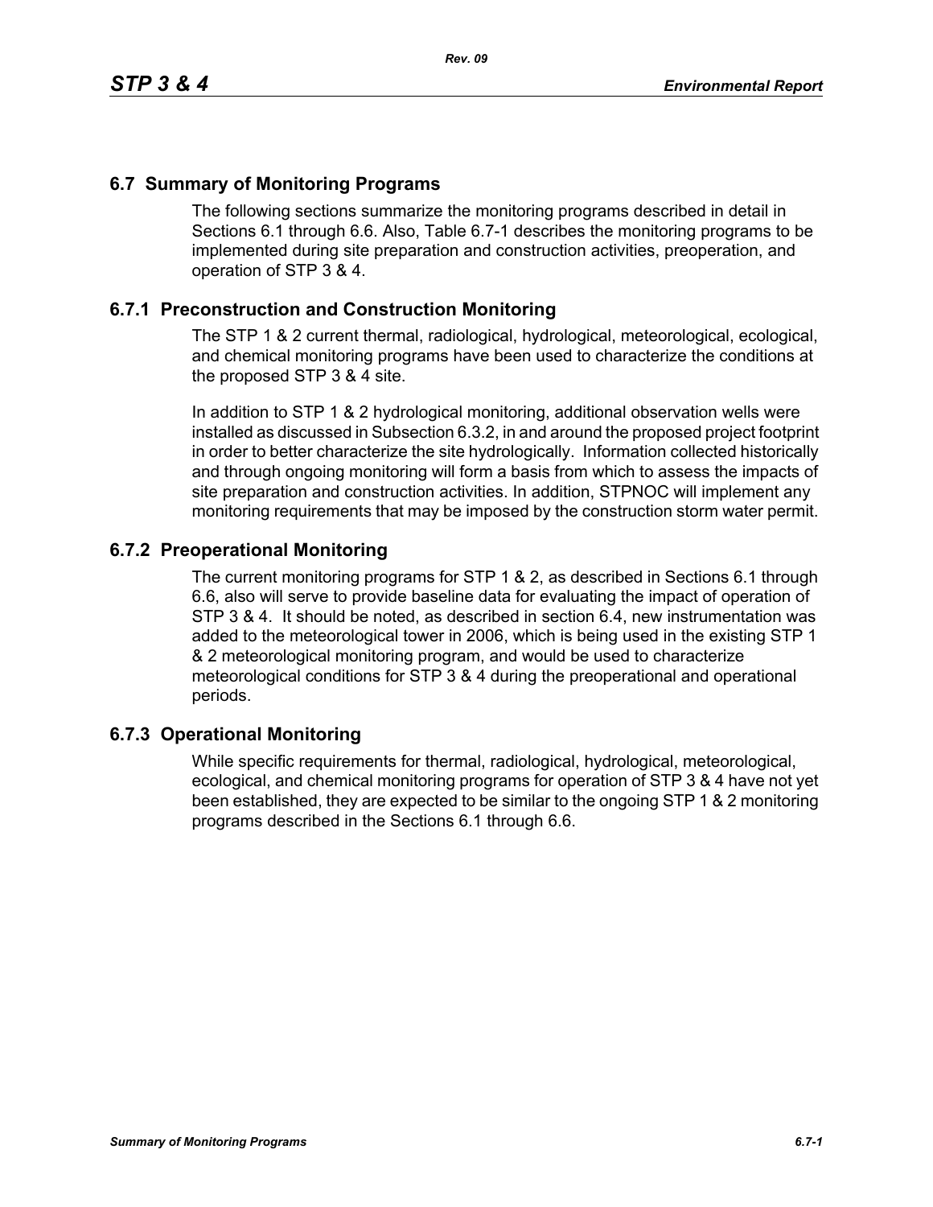## 6.7 Summary of Monitoring Programs

The following sections summarize the monitoring programs described in detail in Sections 6.1 through 6.6. Also, Table 6.7-1 describes the monitoring programs to be implemented during site preparation and construction activities, preoperation, and operation of STP 3 & 4.

### 6.7.1 Preconstruction and Construction Monitoring

The STP 1 & 2 current thermal, radiological, hydrological, meteorological, ecological, and chemical monitoring programs have been used to characterize the conditions at the proposed STP 3 & 4 site.

In addition to STP 1 & 2 hydrological monitoring, additional observation wells were installed as discussed in Subsection 6.3.2, in and around the proposed project footprint in order to better characterize the site hydrologically. Information collected historically and through ongoing monitoring will form a basis from which to assess the impacts of site preparation and construction activities. In addition, STPNOC will implement any monitoring requirements that may be imposed by the construction storm water permit.

### 6.7.2 Preoperational Monitoring

The current monitoring programs for STP 1 & 2, as described in Sections 6.1 through 6.6, also will serve to provide baseline data for evaluating the impact of operation of STP 3 & 4. It should be noted, as described in section 6.4, new instrumentation was added to the meteorological tower in 2006, which is being used in the existing STP 1 & 2 meteorological monitoring program, and would be used to characterize meteorological conditions for STP 3 & 4 during the preoperational and operational periods.

### 6.7.3 Operational Monitoring

While specific requirements for thermal, radiological, hydrological, meteorological, ecological, and chemical monitoring programs for operation of STP 3 & 4 have not yet been established, they are expected to be similar to the ongoing STP 1 & 2 monitoring programs described in the Sections 6.1 through 6.6.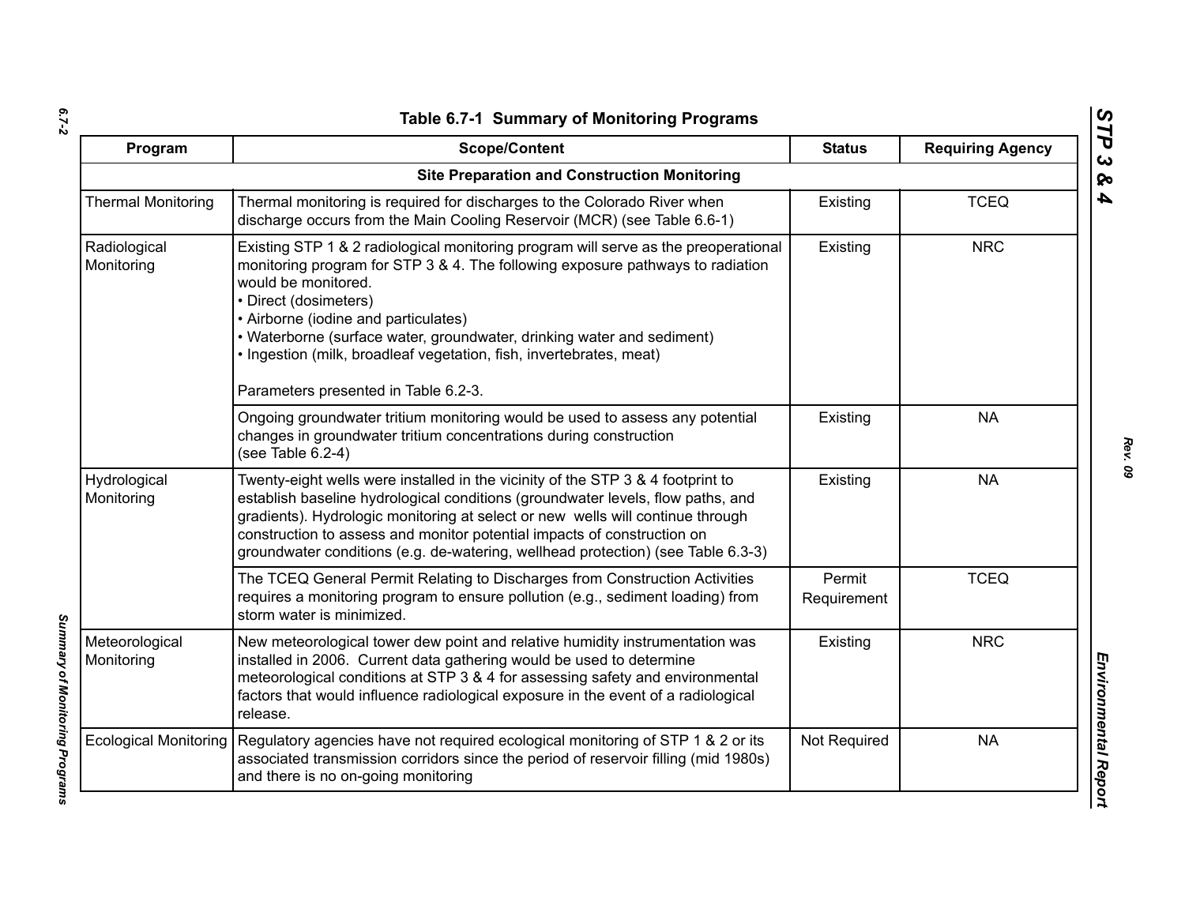Table 6.7-1 Summary of Monitoring Programs

| Program | Scope/Content | Status | Requiring Agency |
|---|---|---|---|
| **Site Preparation and Construction Monitoring** | | | |
| Thermal Monitoring | Thermal monitoring is required for discharges to the Colorado River when discharge occurs from the Main Cooling Reservoir (MCR) (see Table 6.6-1) | Existing | TCEQ |
| Radiological Monitoring | Existing STP 1 & 2 radiological monitoring program will serve as the preoperational monitoring program for STP 3 & 4. The following exposure pathways to radiation would be monitored.<br>• Direct (dosimeters)<br>• Airborne (iodine and particulates)<br>• Waterborne (surface water, groundwater, drinking water and sediment)<br>• Ingestion (milk, broadleaf vegetation, fish, invertebrates, meat)<br><br>Parameters presented in Table 6.2-3. | Existing | NRC |
| | Ongoing groundwater tritium monitoring would be used to assess any potential changes in groundwater tritium concentrations during construction (see Table 6.2-4) | Existing | NA |
| Hydrological Monitoring | Twenty-eight wells were installed in the vicinity of the STP 3 & 4 footprint to establish baseline hydrological conditions (groundwater levels, flow paths, and gradients). Hydrologic monitoring at select or new wells will continue through construction to assess and monitor potential impacts of construction on groundwater conditions (e.g. de-watering, wellhead protection) (see Table 6.3-3) | Existing | NA |
| | The TCEQ General Permit Relating to Discharges from Construction Activities requires a monitoring program to ensure pollution (e.g., sediment loading) from storm water is minimized. | Permit Requirement | TCEQ |
| Meteorological Monitoring | New meteorological tower dew point and relative humidity instrumentation was installed in 2006. Current data gathering would be used to determine meteorological conditions at STP 3 & 4 for assessing safety and environmental factors that would influence radiological exposure in the event of a radiological release. | Existing | NRC |
| Ecological Monitoring | Regulatory agencies have not required ecological monitoring of STP 1 & 2 or its associated transmission corridors since the period of reservoir filling (mid 1980s) and there is no on-going monitoring | Not Required | NA |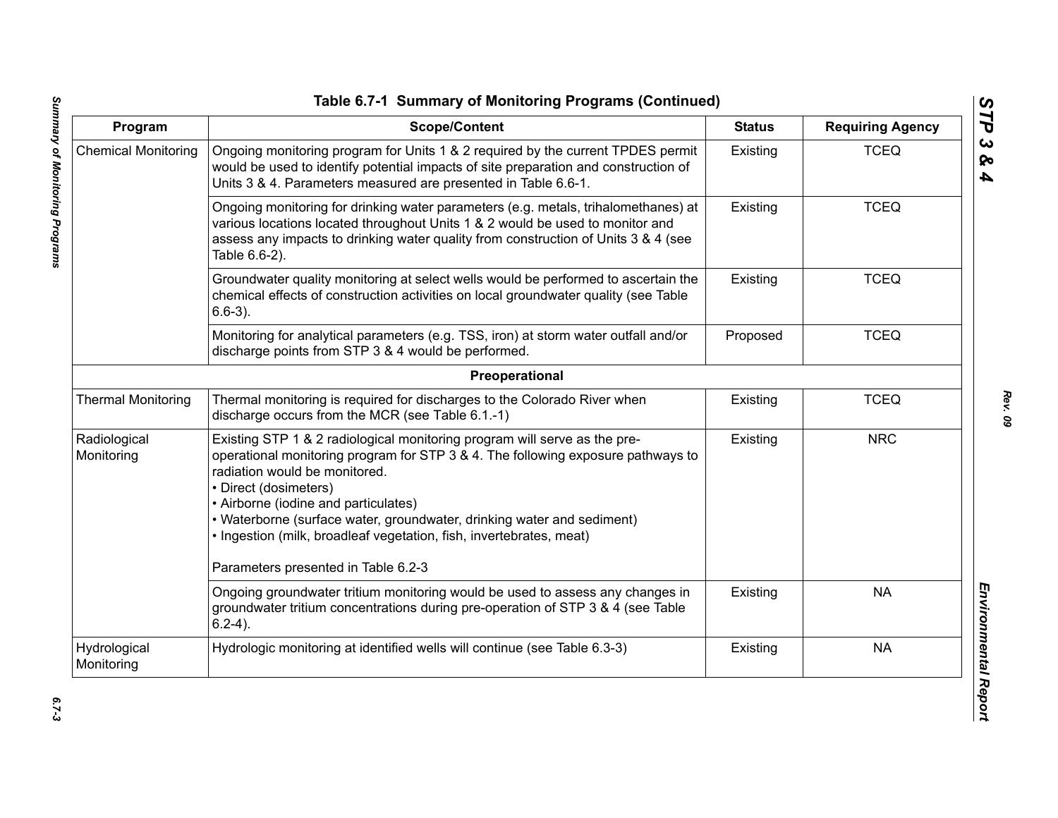## Table 6.7-1 Summary of Monitoring Programs (Continued)

| Program | Scope/Content | Status | Requiring Agency |
|---|---|---|---|
| Chemical Monitoring | Ongoing monitoring program for Units 1 & 2 required by the current TPDES permit would be used to identify potential impacts of site preparation and construction of Units 3 & 4. Parameters measured are presented in Table 6.6-1. | Existing | TCEQ |
| | Ongoing monitoring for drinking water parameters (e.g. metals, trihalomethanes) at various locations located throughout Units 1 & 2 would be used to monitor and assess any impacts to drinking water quality from construction of Units 3 & 4 (see Table 6.6-2). | Existing | TCEQ |
| | Groundwater quality monitoring at select wells would be performed to ascertain the chemical effects of construction activities on local groundwater quality (see Table 6.6-3). | Existing | TCEQ |
| | Monitoring for analytical parameters (e.g. TSS, iron) at storm water outfall and/or discharge points from STP 3 & 4 would be performed. | Proposed | TCEQ |
| | **Preoperational** | | |
| Thermal Monitoring | Thermal monitoring is required for discharges to the Colorado River when discharge occurs from the MCR (see Table 6.1.-1) | Existing | TCEQ |
| Radiological Monitoring | Existing STP 1 & 2 radiological monitoring program will serve as the pre-operational monitoring program for STP 3 & 4. The following exposure pathways to radiation would be monitored.<br>• Direct (dosimeters)<br>• Airborne (iodine and particulates)<br>• Waterborne (surface water, groundwater, drinking water and sediment)<br>• Ingestion (milk, broadleaf vegetation, fish, invertebrates, meat)<br><br>Parameters presented in Table 6.2-3 | Existing | NRC |
| | Ongoing groundwater tritium monitoring would be used to assess any changes in groundwater tritium concentrations during pre-operation of STP 3 & 4 (see Table 6.2-4). | Existing | NA |
| Hydrological Monitoring | Hydrologic monitoring at identified wells will continue (see Table 6.3-3) | Existing | NA |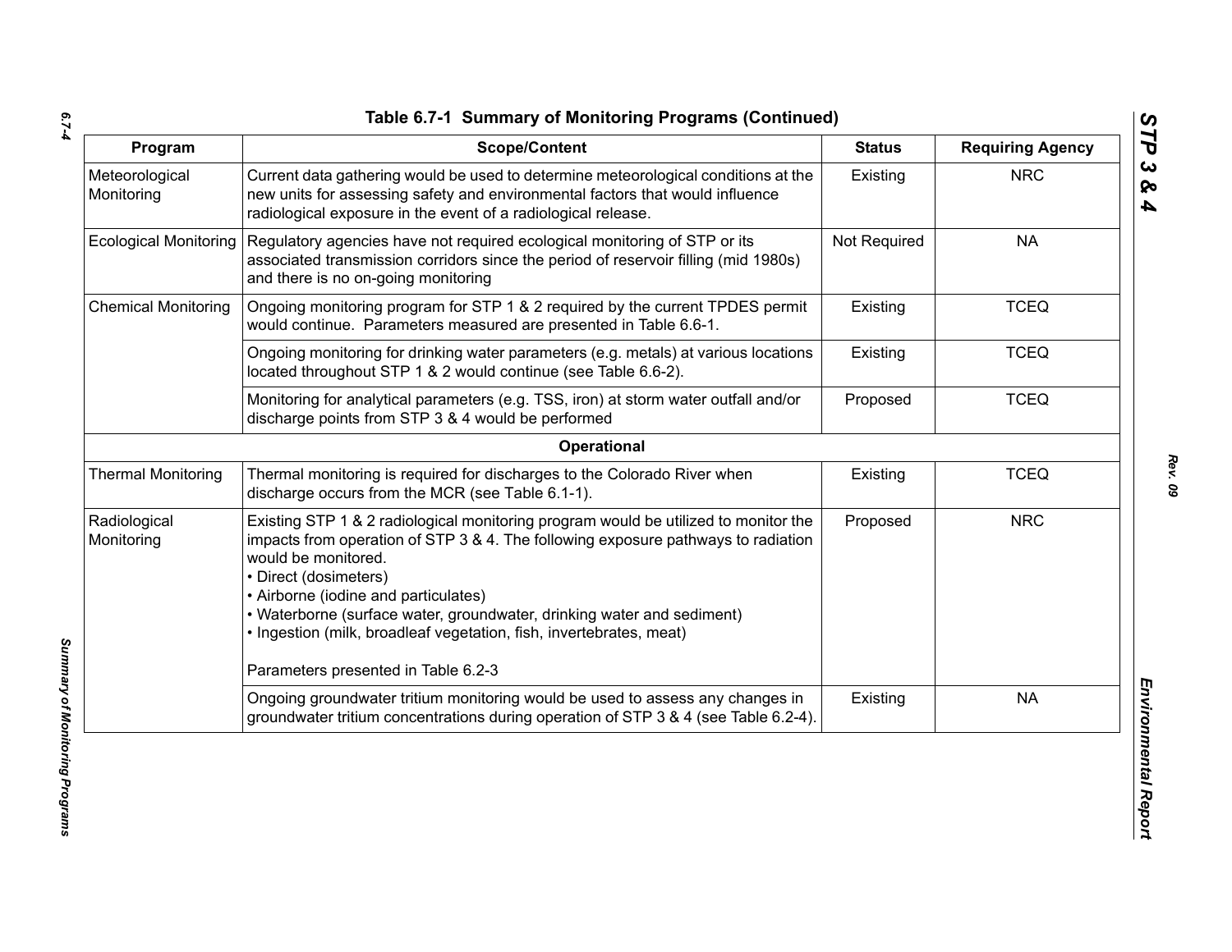## Table 6.7-1 Summary of Monitoring Programs (Continued)

| Program | Scope/Content | Status | Requiring Agency |
|---|---|---|---|
| Meteorological Monitoring | Current data gathering would be used to determine meteorological conditions at the new units for assessing safety and environmental factors that would influence radiological exposure in the event of a radiological release. | Existing | NRC |
| Ecological Monitoring | Regulatory agencies have not required ecological monitoring of STP or its associated transmission corridors since the period of reservoir filling (mid 1980s) and there is no on-going monitoring | Not Required | NA |
| Chemical Monitoring | Ongoing monitoring program for STP 1 & 2 required by the current TPDES permit would continue. Parameters measured are presented in Table 6.6-1. | Existing | TCEQ |
| | Ongoing monitoring for drinking water parameters (e.g. metals) at various locations located throughout STP 1 & 2 would continue (see Table 6.6-2). | Existing | TCEQ |
| | Monitoring for analytical parameters (e.g. TSS, iron) at storm water outfall and/or discharge points from STP 3 & 4 would be performed | Proposed | TCEQ |
| | **Operational** | | |
| Thermal Monitoring | Thermal monitoring is required for discharges to the Colorado River when discharge occurs from the MCR (see Table 6.1-1). | Existing | TCEQ |
| Radiological Monitoring | Existing STP 1 & 2 radiological monitoring program would be utilized to monitor the impacts from operation of STP 3 & 4. The following exposure pathways to radiation would be monitored.<br>• Direct (dosimeters)<br>• Airborne (iodine and particulates)<br>• Waterborne (surface water, groundwater, drinking water and sediment)<br>• Ingestion (milk, broadleaf vegetation, fish, invertebrates, meat)<br><br>Parameters presented in Table 6.2-3 | Proposed | NRC |
| | Ongoing groundwater tritium monitoring would be used to assess any changes in groundwater tritium concentrations during operation of STP 3 & 4 (see Table 6.2-4). | Existing | NA |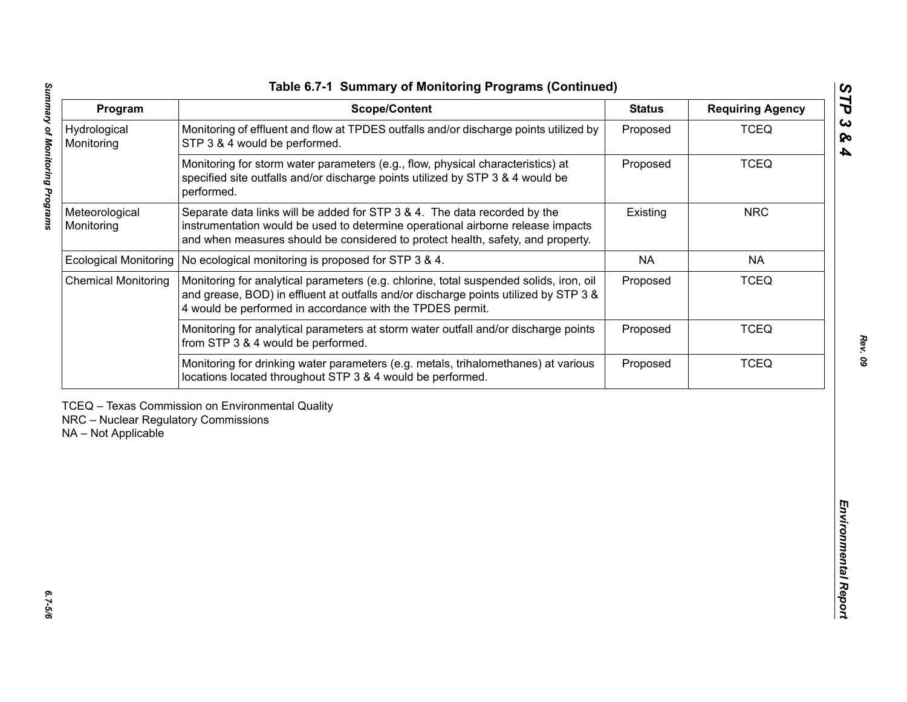## Table 6.7-1 Summary of Monitoring Programs (Continued)

| Program | Scope/Content | Status | Requiring Agency |
|---|---|---|---|
| Hydrological Monitoring | Monitoring of effluent and flow at TPDES outfalls and/or discharge points utilized by STP 3 & 4 would be performed. | Proposed | TCEQ |
| | Monitoring for storm water parameters (e.g., flow, physical characteristics) at specified site outfalls and/or discharge points utilized by STP 3 & 4 would be performed. | Proposed | TCEQ |
| Meteorological Monitoring | Separate data links will be added for STP 3 & 4. The data recorded by the instrumentation would be used to determine operational airborne release impacts and when measures should be considered to protect health, safety, and property. | Existing | NRC |
| Ecological Monitoring | No ecological monitoring is proposed for STP 3 & 4. | NA | NA |
| Chemical Monitoring | Monitoring for analytical parameters (e.g. chlorine, total suspended solids, iron, oil and grease, BOD) in effluent at outfalls and/or discharge points utilized by STP 3 & 4 would be performed in accordance with the TPDES permit. | Proposed | TCEQ |
| | Monitoring for analytical parameters at storm water outfall and/or discharge points from STP 3 & 4 would be performed. | Proposed | TCEQ |
| | Monitoring for drinking water parameters (e.g. metals, trihalomethanes) at various locations located throughout STP 3 & 4 would be performed. | Proposed | TCEQ |

TCEQ – Texas Commission on Environmental Quality
NRC – Nuclear Regulatory Commissions
NA – Not Applicable